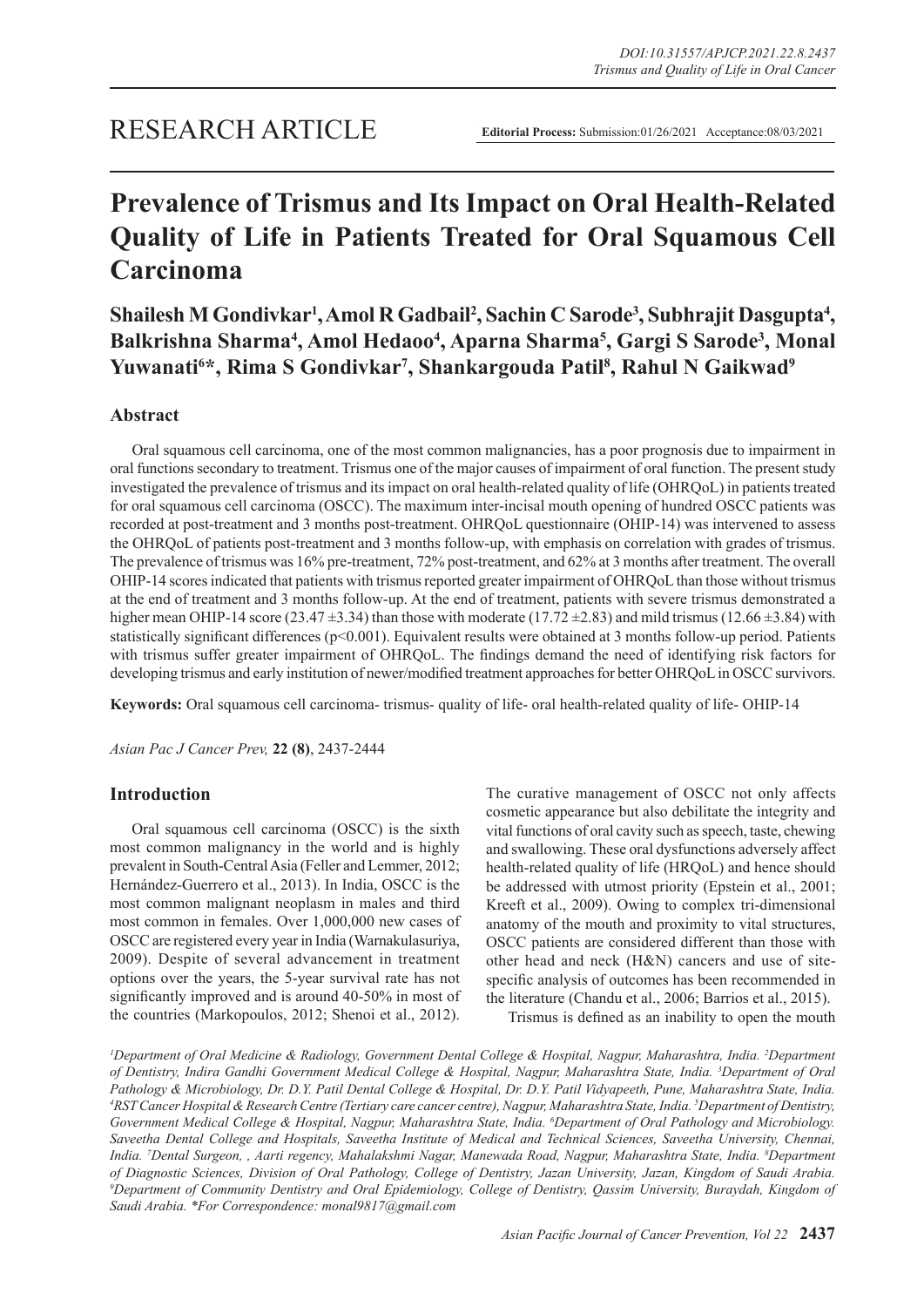RESEARCH ARTICLE

**Editorial Process:** Submission:01/26/2021 Acceptance:08/03/2021

# Prevalence of Trismus and Its Impact on Oral Health-Related Quality of Life in Patients Treated for Oral Squamous Cell Carcinoma

**Shailesh M Gondivkar[1], Amol R Gadbail[2], Sachin C Sarode[3], Subhrajit Dasgupta[4], Balkrishna Sharma[4], Amol Hedaoo[4], Aparna Sharma[5], Gargi S Sarode[3], Monal Yuwanati[6]\*, Rima S Gondivkar[7], Shankargouda Patil[8], Rahul N Gaikwad[9]**

## Abstract

Oral squamous cell carcinoma, one of the most common malignancies, has a poor prognosis due to impairment in oral functions secondary to treatment. Trismus one of the major causes of impairment of oral function. The present study investigated the prevalence of trismus and its impact on oral health-related quality of life (OHRQoL) in patients treated for oral squamous cell carcinoma (OSCC). The maximum inter-incisal mouth opening of hundred OSCC patients was recorded at post-treatment and 3 months post-treatment. OHRQoL questionnaire (OHIP-14) was intervened to assess the OHRQoL of patients post-treatment and 3 months follow-up, with emphasis on correlation with grades of trismus. The prevalence of trismus was 16% pre-treatment, 72% post-treatment, and 62% at 3 months after treatment. The overall OHIP-14 scores indicated that patients with trismus reported greater impairment of OHRQoL than those without trismus at the end of treatment and 3 months follow-up. At the end of treatment, patients with severe trismus demonstrated a higher mean OHIP-14 score (23.47 ±3.34) than those with moderate (17.72 ±2.83) and mild trismus (12.66 ±3.84) with statistically significant differences ($p<0.001$). Equivalent results were obtained at 3 months follow-up period. Patients with trismus suffer greater impairment of OHRQoL. The findings demand the need of identifying risk factors for developing trismus and early institution of newer/modified treatment approaches for better OHRQoL in OSCC survivors.

**Keywords:** Oral squamous cell carcinoma- trismus- quality of life- oral health-related quality of life- OHIP-14

*Asian Pac J Cancer Prev,* **22 (8)**, 2437-2444

## Introduction

Oral squamous cell carcinoma (OSCC) is the sixth most common malignancy in the world and is highly prevalent in South-Central Asia (Feller and Lemmer, 2012; Hernández-Guerrero et al., 2013). In India, OSCC is the most common malignant neoplasm in males and third most common in females. Over 1,000,000 new cases of OSCC are registered every year in India (Warnakulasuriya, 2009). Despite of several advancement in treatment options over the years, the 5-year survival rate has not significantly improved and is around 40-50% in most of the countries (Markopoulos, 2012; Shenoi et al., 2012). The curative management of OSCC not only affects cosmetic appearance but also debilitate the integrity and vital functions of oral cavity such as speech, taste, chewing and swallowing. These oral dysfunctions adversely affect health-related quality of life (HRQoL) and hence should be addressed with utmost priority (Epstein et al., 2001; Kreeft et al., 2009). Owing to complex tri-dimensional anatomy of the mouth and proximity to vital structures, OSCC patients are considered different than those with other head and neck (H&N) cancers and use of site-specific analysis of outcomes has been recommended in the literature (Chandu et al., 2006; Barrios et al., 2015).

Trismus is defined as an inability to open the mouth

*[1]Department of Oral Medicine & Radiology, Government Dental College & Hospital, Nagpur, Maharashtra, India. [2]Department of Dentistry, Indira Gandhi Government Medical College & Hospital, Nagpur, Maharashtra State, India. [3]Department of Oral Pathology & Microbiology, Dr. D.Y. Patil Dental College & Hospital, Dr. D.Y. Patil Vidyapeeth, Pune, Maharashtra State, India. [4]RST Cancer Hospital & Research Centre (Tertiary care cancer centre), Nagpur, Maharashtra State, India. [5]Department of Dentistry, Government Medical College & Hospital, Nagpur, Maharashtra State, India. [6]Department of Oral Pathology and Microbiology. Saveetha Dental College and Hospitals, Saveetha Institute of Medical and Technical Sciences, Saveetha University, Chennai, India. [7]Dental Surgeon, , Aarti regency, Mahalakshmi Nagar, Manewada Road, Nagpur, Maharashtra State, India. [8]Department of Diagnostic Sciences, Division of Oral Pathology, College of Dentistry, Jazan University, Jazan, Kingdom of Saudi Arabia. [9]Department of Community Dentistry and Oral Epidemiology, College of Dentistry, Qassim University, Buraydah, Kingdom of Saudi Arabia. \*For Correspondence: monal9817@gmail.com*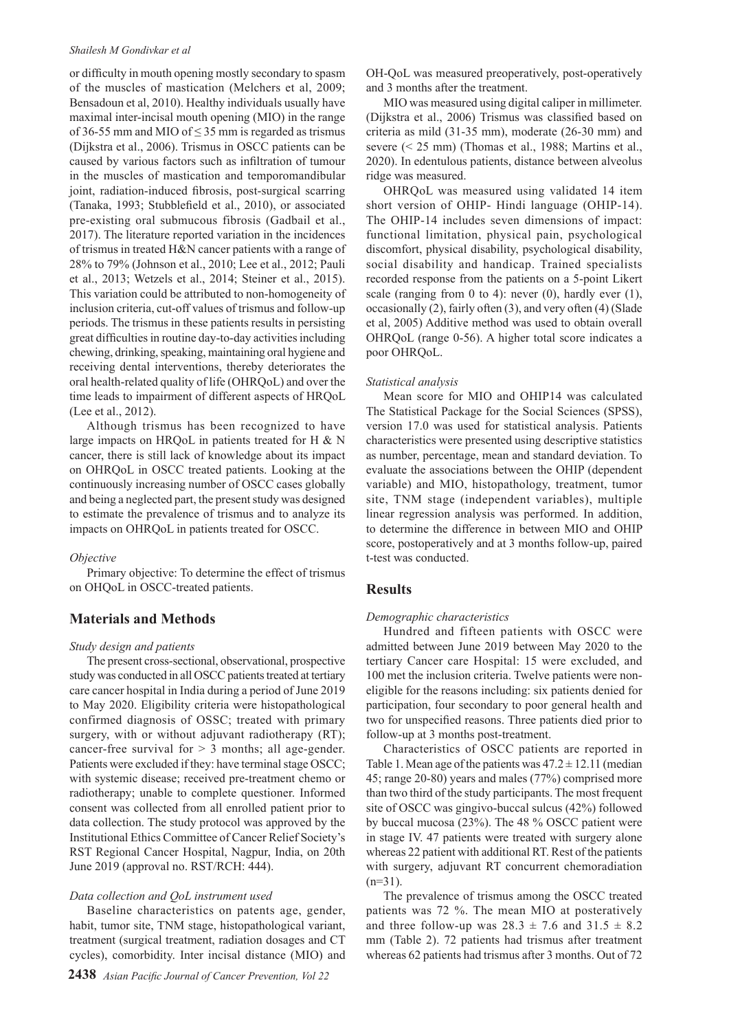or difficulty in mouth opening mostly secondary to spasm of the muscles of mastication (Melchers et al, 2009; Bensadoun et al, 2010). Healthy individuals usually have maximal inter-incisal mouth opening (MIO) in the range of 36-55 mm and MIO of ≤ 35 mm is regarded as trismus (Dijkstra et al., 2006). Trismus in OSCC patients can be caused by various factors such as infiltration of tumour in the muscles of mastication and temporomandibular joint, radiation-induced fibrosis, post-surgical scarring (Tanaka, 1993; Stubblefield et al., 2010), or associated pre-existing oral submucous fibrosis (Gadbail et al., 2017). The literature reported variation in the incidences of trismus in treated H&N cancer patients with a range of 28% to 79% (Johnson et al., 2010; Lee et al., 2012; Pauli et al., 2013; Wetzels et al., 2014; Steiner et al., 2015). This variation could be attributed to non-homogeneity of inclusion criteria, cut-off values of trismus and follow-up periods. The trismus in these patients results in persisting great difficulties in routine day-to-day activities including chewing, drinking, speaking, maintaining oral hygiene and receiving dental interventions, thereby deteriorates the oral health-related quality of life (OHRQoL) and over the time leads to impairment of different aspects of HRQoL (Lee et al., 2012).

Although trismus has been recognized to have large impacts on HRQoL in patients treated for H & N cancer, there is still lack of knowledge about its impact on OHRQoL in OSCC treated patients. Looking at the continuously increasing number of OSCC cases globally and being a neglected part, the present study was designed to estimate the prevalence of trismus and to analyze its impacts on OHRQoL in patients treated for OSCC.

*Objective*

Primary objective: To determine the effect of trismus on OHQoL in OSCC-treated patients.

## Materials and Methods

*Study design and patients*

The present cross-sectional, observational, prospective study was conducted in all OSCC patients treated at tertiary care cancer hospital in India during a period of June 2019 to May 2020. Eligibility criteria were histopathological confirmed diagnosis of OSSC; treated with primary surgery, with or without adjuvant radiotherapy (RT); cancer-free survival for > 3 months; all age-gender. Patients were excluded if they: have terminal stage OSCC; with systemic disease; received pre-treatment chemo or radiotherapy; unable to complete questioner. Informed consent was collected from all enrolled patient prior to data collection. The study protocol was approved by the Institutional Ethics Committee of Cancer Relief Society's RST Regional Cancer Hospital, Nagpur, India, on 20th June 2019 (approval no. RST/RCH: 444).

*Data collection and QoL instrument used*

Baseline characteristics on patents age, gender, habit, tumor site, TNM stage, histopathological variant, treatment (surgical treatment, radiation dosages and CT cycles), comorbidity. Inter incisal distance (MIO) and OH-QoL was measured preoperatively, post-operatively and 3 months after the treatment.

MIO was measured using digital caliper in millimeter. (Dijkstra et al., 2006) Trismus was classified based on criteria as mild (31-35 mm), moderate (26-30 mm) and severe (< 25 mm) (Thomas et al., 1988; Martins et al., 2020). In edentulous patients, distance between alveolus ridge was measured.

OHRQoL was measured using validated 14 item short version of OHIP- Hindi language (OHIP-14). The OHIP-14 includes seven dimensions of impact: functional limitation, physical pain, psychological discomfort, physical disability, psychological disability, social disability and handicap. Trained specialists recorded response from the patients on a 5-point Likert scale (ranging from 0 to 4): never (0), hardly ever (1), occasionally (2), fairly often (3), and very often (4) (Slade et al, 2005) Additive method was used to obtain overall OHRQoL (range 0-56). A higher total score indicates a poor OHRQoL.

*Statistical analysis*

Mean score for MIO and OHIP14 was calculated The Statistical Package for the Social Sciences (SPSS), version 17.0 was used for statistical analysis. Patients characteristics were presented using descriptive statistics as number, percentage, mean and standard deviation. To evaluate the associations between the OHIP (dependent variable) and MIO, histopathology, treatment, tumor site, TNM stage (independent variables), multiple linear regression analysis was performed. In addition, to determine the difference in between MIO and OHIP score, postoperatively and at 3 months follow-up, paired t-test was conducted.

## Results

*Demographic characteristics*

Hundred and fifteen patients with OSCC were admitted between June 2019 between May 2020 to the tertiary Cancer care Hospital: 15 were excluded, and 100 met the inclusion criteria. Twelve patients were non-eligible for the reasons including: six patients denied for participation, four secondary to poor general health and two for unspecified reasons. Three patients died prior to follow-up at 3 months post-treatment.

Characteristics of OSCC patients are reported in Table 1. Mean age of the patients was $47.2 \pm 12.11$ (median 45; range 20-80) years and males (77%) comprised more than two third of the study participants. The most frequent site of OSCC was gingivo-buccal sulcus (42%) followed by buccal mucosa (23%). The 48 % OSCC patient were in stage IV. 47 patients were treated with surgery alone whereas 22 patient with additional RT. Rest of the patients with surgery, adjuvant RT concurrent chemoradiation (n=31).

The prevalence of trismus among the OSCC treated patients was 72 %. The mean MIO at posteratively and three follow-up was $28.3 \pm 7.6$ and $31.5 \pm 8.2$ mm (Table 2). 72 patients had trismus after treatment whereas 62 patients had trismus after 3 months. Out of 72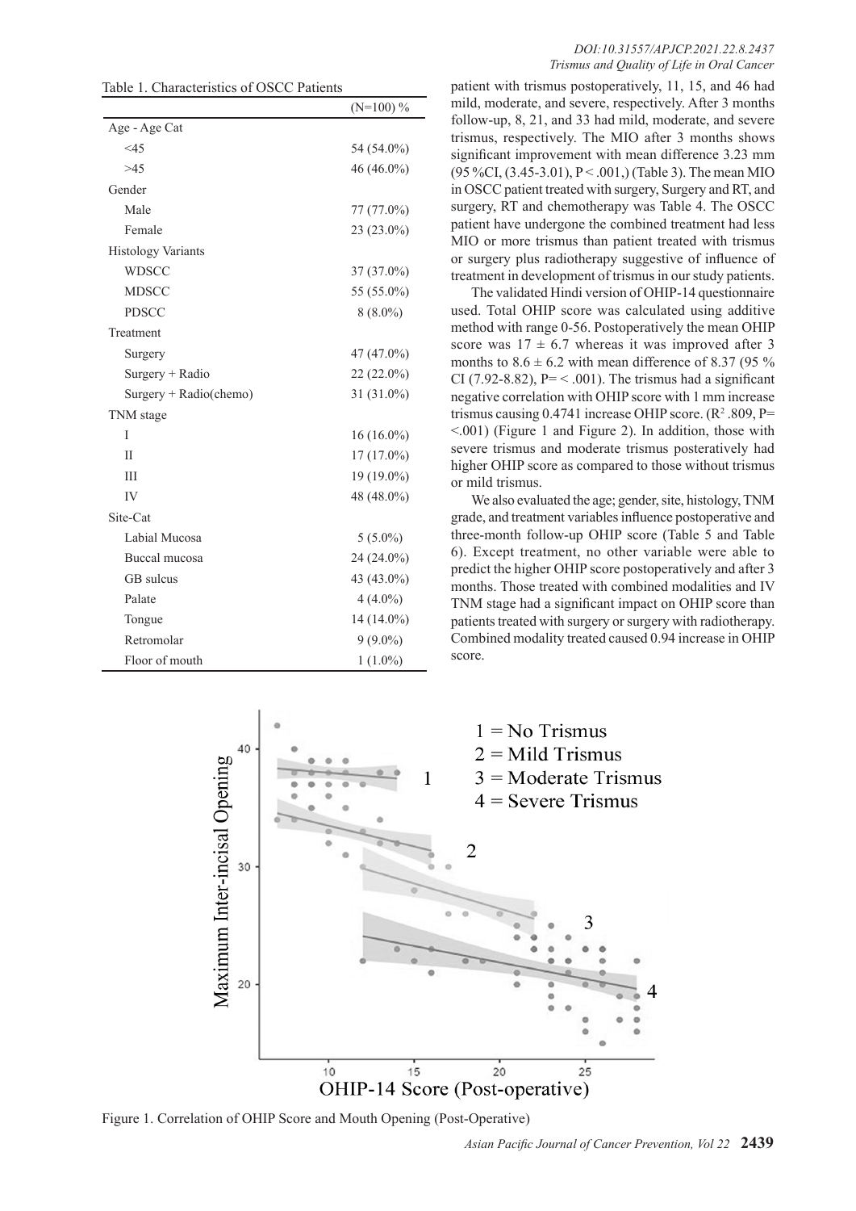Table 1. Characteristics of OSCC Patients

| | (N=100) % |
|---|---|
| Age - Age Cat | |
| <45 | 54 (54.0%) |
| >45 | 46 (46.0%) |
| Gender | |
| Male | 77 (77.0%) |
| Female | 23 (23.0%) |
| Histology Variants | |
| WDSCC | 37 (37.0%) |
| MDSCC | 55 (55.0%) |
| PDSCC | 8 (8.0%) |
| Treatment | |
| Surgery | 47 (47.0%) |
| Surgery + Radio | 22 (22.0%) |
| Surgery + Radio(chemo) | 31 (31.0%) |
| TNM stage | |
| I | 16 (16.0%) |
| II | 17 (17.0%) |
| III | 19 (19.0%) |
| IV | 48 (48.0%) |
| Site-Cat | |
| Labial Mucosa | 5 (5.0%) |
| Buccal mucosa | 24 (24.0%) |
| GB sulcus | 43 (43.0%) |
| Palate | 4 (4.0%) |
| Tongue | 14 (14.0%) |
| Retromolar | 9 (9.0%) |
| Floor of mouth | 1 (1.0%) |

patient with trismus postoperatively, 11, 15, and 46 had mild, moderate, and severe, respectively. After 3 months follow-up, 8, 21, and 33 had mild, moderate, and severe trismus, respectively. The MIO after 3 months shows significant improvement with mean difference 3.23 mm (95 %CI, (3.45-3.01), P < .001,) (Table 3). The mean MIO in OSCC patient treated with surgery, Surgery and RT, and surgery, RT and chemotherapy was Table 4. The OSCC patient have undergone the combined treatment had less MIO or more trismus than patient treated with trismus or surgery plus radiotherapy suggestive of influence of treatment in development of trismus in our study patients.

The validated Hindi version of OHIP-14 questionnaire used. Total OHIP score was calculated using additive method with range 0-56. Postoperatively the mean OHIP score was $17 \pm 6.7$ whereas it was improved after 3 months to $8.6 \pm 6.2$ with mean difference of 8.37 (95 % CI (7.92-8.82), P= < .001). The trismus had a significant negative correlation with OHIP score with 1 mm increase trismus causing 0.4741 increase OHIP score. ($R^2$ .809, P= <.001) (Figure 1 and Figure 2). In addition, those with severe trismus and moderate trismus posteratively had higher OHIP score as compared to those without trismus or mild trismus.

We also evaluated the age; gender, site, histology, TNM grade, and treatment variables influence postoperative and three-month follow-up OHIP score (Table 5 and Table 6). Except treatment, no other variable were able to predict the higher OHIP score postoperatively and after 3 months. Those treated with combined modalities and IV TNM stage had a significant impact on OHIP score than patients treated with surgery or surgery with radiotherapy. Combined modality treated caused 0.94 increase in OHIP score.

Figure 1. Correlation of OHIP Score and Mouth Opening (Post-Operative)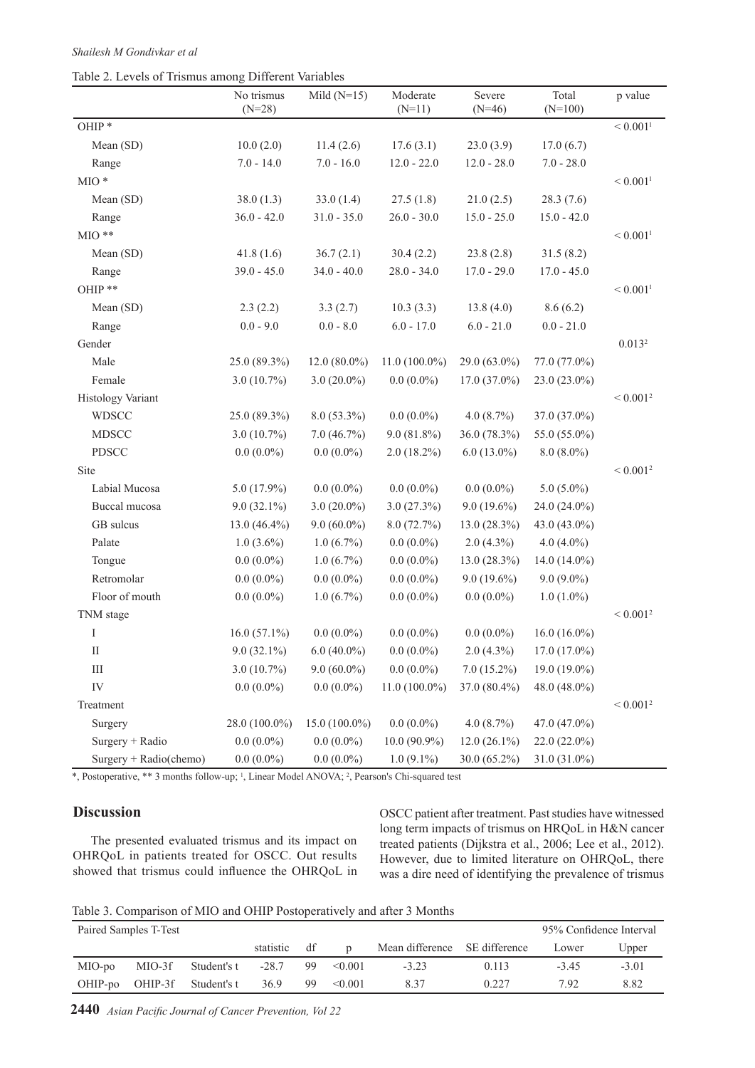Table 2. Levels of Trismus among Different Variables

| | No trismus (N=28) | Mild (N=15) | Moderate (N=11) | Severe (N=46) | Total (N=100) | p value |
|---|---|---|---|---|---|---|
| OHIP * | | | | | | < 0.001[1] |
| Mean (SD) | 10.0 (2.0) | 11.4 (2.6) | 17.6 (3.1) | 23.0 (3.9) | 17.0 (6.7) | |
| Range | 7.0 - 14.0 | 7.0 - 16.0 | 12.0 - 22.0 | 12.0 - 28.0 | 7.0 - 28.0 | |
| MIO * | | | | | | < 0.001[1] |
| Mean (SD) | 38.0 (1.3) | 33.0 (1.4) | 27.5 (1.8) | 21.0 (2.5) | 28.3 (7.6) | |
| Range | 36.0 - 42.0 | 31.0 - 35.0 | 26.0 - 30.0 | 15.0 - 25.0 | 15.0 - 42.0 | |
| MIO ** | | | | | | < 0.001[1] |
| Mean (SD) | 41.8 (1.6) | 36.7 (2.1) | 30.4 (2.2) | 23.8 (2.8) | 31.5 (8.2) | |
| Range | 39.0 - 45.0 | 34.0 - 40.0 | 28.0 - 34.0 | 17.0 - 29.0 | 17.0 - 45.0 | |
| OHIP ** | | | | | | < 0.001[1] |
| Mean (SD) | 2.3 (2.2) | 3.3 (2.7) | 10.3 (3.3) | 13.8 (4.0) | 8.6 (6.2) | |
| Range | 0.0 - 9.0 | 0.0 - 8.0 | 6.0 - 17.0 | 6.0 - 21.0 | 0.0 - 21.0 | |
| Gender | | | | | | 0.013[2] |
| Male | 25.0 (89.3%) | 12.0 (80.0%) | 11.0 (100.0%) | 29.0 (63.0%) | 77.0 (77.0%) | |
| Female | 3.0 (10.7%) | 3.0 (20.0%) | 0.0 (0.0%) | 17.0 (37.0%) | 23.0 (23.0%) | |
| Histology Variant | | | | | | < 0.001[2] |
| WDSCC | 25.0 (89.3%) | 8.0 (53.3%) | 0.0 (0.0%) | 4.0 (8.7%) | 37.0 (37.0%) | |
| MDSCC | 3.0 (10.7%) | 7.0 (46.7%) | 9.0 (81.8%) | 36.0 (78.3%) | 55.0 (55.0%) | |
| PDSCC | 0.0 (0.0%) | 0.0 (0.0%) | 2.0 (18.2%) | 6.0 (13.0%) | 8.0 (8.0%) | |
| Site | | | | | | < 0.001[2] |
| Labial Mucosa | 5.0 (17.9%) | 0.0 (0.0%) | 0.0 (0.0%) | 0.0 (0.0%) | 5.0 (5.0%) | |
| Buccal mucosa | 9.0 (32.1%) | 3.0 (20.0%) | 3.0 (27.3%) | 9.0 (19.6%) | 24.0 (24.0%) | |
| GB sulcus | 13.0 (46.4%) | 9.0 (60.0%) | 8.0 (72.7%) | 13.0 (28.3%) | 43.0 (43.0%) | |
| Palate | 1.0 (3.6%) | 1.0 (6.7%) | 0.0 (0.0%) | 2.0 (4.3%) | 4.0 (4.0%) | |
| Tongue | 0.0 (0.0%) | 1.0 (6.7%) | 0.0 (0.0%) | 13.0 (28.3%) | 14.0 (14.0%) | |
| Retromolar | 0.0 (0.0%) | 0.0 (0.0%) | 0.0 (0.0%) | 9.0 (19.6%) | 9.0 (9.0%) | |
| Floor of mouth | 0.0 (0.0%) | 1.0 (6.7%) | 0.0 (0.0%) | 0.0 (0.0%) | 1.0 (1.0%) | |
| TNM stage | | | | | | < 0.001[2] |
| I | 16.0 (57.1%) | 0.0 (0.0%) | 0.0 (0.0%) | 0.0 (0.0%) | 16.0 (16.0%) | |
| II | 9.0 (32.1%) | 6.0 (40.0%) | 0.0 (0.0%) | 2.0 (4.3%) | 17.0 (17.0%) | |
| III | 3.0 (10.7%) | 9.0 (60.0%) | 0.0 (0.0%) | 7.0 (15.2%) | 19.0 (19.0%) | |
| IV | 0.0 (0.0%) | 0.0 (0.0%) | 11.0 (100.0%) | 37.0 (80.4%) | 48.0 (48.0%) | |
| Treatment | | | | | | < 0.001[2] |
| Surgery | 28.0 (100.0%) | 15.0 (100.0%) | 0.0 (0.0%) | 4.0 (8.7%) | 47.0 (47.0%) | |
| Surgery + Radio | 0.0 (0.0%) | 0.0 (0.0%) | 10.0 (90.9%) | 12.0 (26.1%) | 22.0 (22.0%) | |
| Surgery + Radio(chemo) | 0.0 (0.0%) | 0.0 (0.0%) | 1.0 (9.1%) | 30.0 (65.2%) | 31.0 (31.0%) | |

*, Postoperative, ** 3 months follow-up; [1], Linear Model ANOVA; [2], Pearson's Chi-squared test

## Discussion

The presented evaluated trismus and its impact on OHRQoL in patients treated for OSCC. Out results showed that trismus could influence the OHRQoL in OSCC patient after treatment. Past studies have witnessed long term impacts of trismus on HRQoL in H&N cancer treated patients (Dijkstra et al., 2006; Lee et al., 2012). However, due to limited literature on OHRQoL, there was a dire need of identifying the prevalence of trismus

Table 3. Comparison of MIO and OHIP Postoperatively and after 3 Months

| Paired Samples T-Test | | | | | | | | 95% Confidence Interval | |
|---|---|---|---|---|---|---|---|---|---|
| | | | statistic | df | p | Mean difference | SE difference | Lower | Upper |
| MIO-po | MIO-3f | Student's t | -28.7 | 99 | <0.001 | -3.23 | 0.113 | -3.45 | -3.01 |
| OHIP-po | OHIP-3f | Student's t | 36.9 | 99 | <0.001 | 8.37 | 0.227 | 7.92 | 8.82 |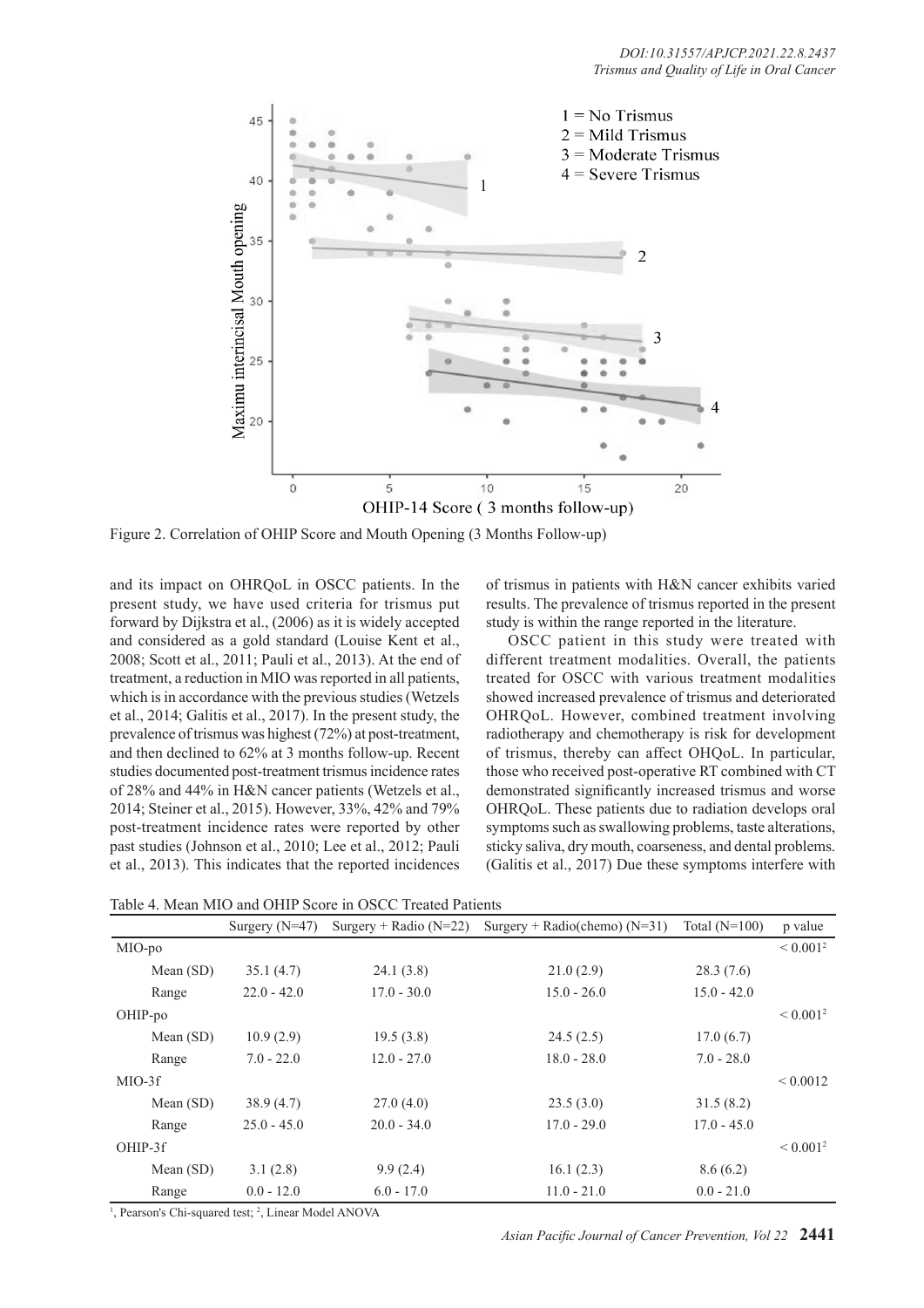Figure 2. Correlation of OHIP Score and Mouth Opening (3 Months Follow-up)

and its impact on OHRQoL in OSCC patients. In the present study, we have used criteria for trismus put forward by Dijkstra et al., (2006) as it is widely accepted and considered as a gold standard (Louise Kent et al., 2008; Scott et al., 2011; Pauli et al., 2013). At the end of treatment, a reduction in MIO was reported in all patients, which is in accordance with the previous studies (Wetzels et al., 2014; Galitis et al., 2017). In the present study, the prevalence of trismus was highest (72%) at post-treatment, and then declined to 62% at 3 months follow-up. Recent studies documented post-treatment trismus incidence rates of 28% and 44% in H&N cancer patients (Wetzels et al., 2014; Steiner et al., 2015). However, 33%, 42% and 79% post-treatment incidence rates were reported by other past studies (Johnson et al., 2010; Lee et al., 2012; Pauli et al., 2013). This indicates that the reported incidences of trismus in patients with H&N cancer exhibits varied results. The prevalence of trismus reported in the present study is within the range reported in the literature.

OSCC patient in this study were treated with different treatment modalities. Overall, the patients treated for OSCC with various treatment modalities showed increased prevalence of trismus and deteriorated OHRQoL. However, combined treatment involving radiotherapy and chemotherapy is risk for development of trismus, thereby can affect OHQoL. In particular, those who received post-operative RT combined with CT demonstrated significantly increased trismus and worse OHRQoL. These patients due to radiation develops oral symptoms such as swallowing problems, taste alterations, sticky saliva, dry mouth, coarseness, and dental problems. (Galitis et al., 2017) Due these symptoms interfere with

Table 4. Mean MIO and OHIP Score in OSCC Treated Patients

| | Surgery (N=47) | Surgery + Radio (N=22) | Surgery + Radio(chemo) (N=31) | Total (N=100) | p value |
|---|---|---|---|---|---|
| MIO-po | | | | | < 0.001[2] |
| Mean (SD) | 35.1 (4.7) | 24.1 (3.8) | 21.0 (2.9) | 28.3 (7.6) | |
| Range | 22.0 - 42.0 | 17.0 - 30.0 | 15.0 - 26.0 | 15.0 - 42.0 | |
| OHIP-po | | | | | < 0.001[2] |
| Mean (SD) | 10.9 (2.9) | 19.5 (3.8) | 24.5 (2.5) | 17.0 (6.7) | |
| Range | 7.0 - 22.0 | 12.0 - 27.0 | 18.0 - 28.0 | 7.0 - 28.0 | |
| MIO-3f | | | | | < 0.0012 |
| Mean (SD) | 38.9 (4.7) | 27.0 (4.0) | 23.5 (3.0) | 31.5 (8.2) | |
| Range | 25.0 - 45.0 | 20.0 - 34.0 | 17.0 - 29.0 | 17.0 - 45.0 | |
| OHIP-3f | | | | | < 0.001[2] |
| Mean (SD) | 3.1 (2.8) | 9.9 (2.4) | 16.1 (2.3) | 8.6 (6.2) | |
| Range | 0.0 - 12.0 | 6.0 - 17.0 | 11.0 - 21.0 | 0.0 - 21.0 | |

[1], Pearson's Chi-squared test; [2], Linear Model ANOVA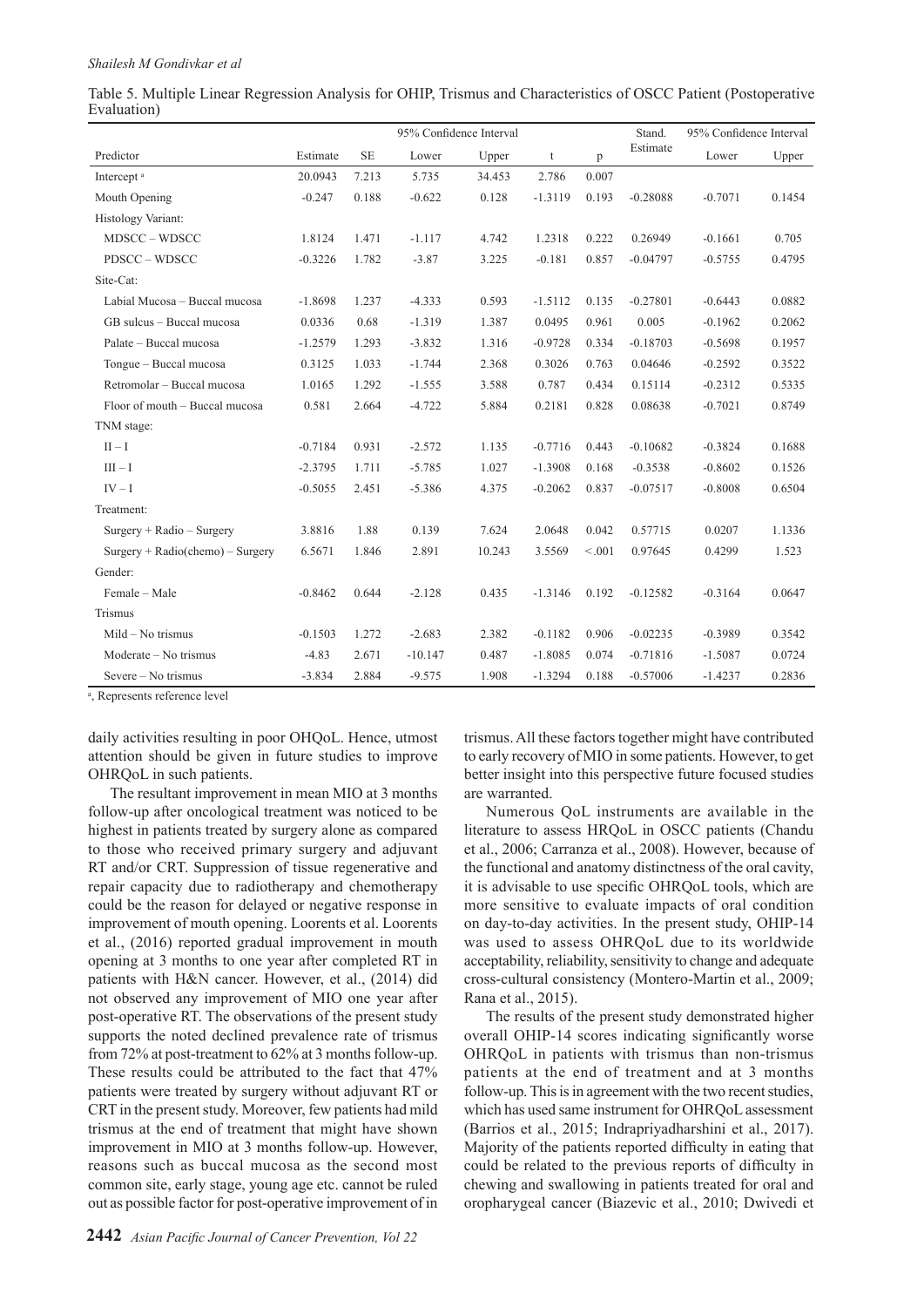Table 5. Multiple Linear Regression Analysis for OHIP, Trismus and Characteristics of OSCC Patient (Postoperative Evaluation)

| Predictor | Estimate | SE | 95% Confidence Interval Lower | 95% Confidence Interval Upper | t | p | Stand. Estimate | 95% Confidence Interval Lower | 95% Confidence Interval Upper |
|---|---|---|---|---|---|---|---|---|---|
| Intercept [a] | 20.0943 | 7.213 | 5.735 | 34.453 | 2.786 | 0.007 | | | |
| Mouth Opening | -0.247 | 0.188 | -0.622 | 0.128 | -1.3119 | 0.193 | -0.28088 | -0.7071 | 0.1454 |
| Histology Variant: | | | | | | | | | |
| MDSCC – WDSCC | 1.8124 | 1.471 | -1.117 | 4.742 | 1.2318 | 0.222 | 0.26949 | -0.1661 | 0.705 |
| PDSCC – WDSCC | -0.3226 | 1.782 | -3.87 | 3.225 | -0.181 | 0.857 | -0.04797 | -0.5755 | 0.4795 |
| Site-Cat: | | | | | | | | | |
| Labial Mucosa – Buccal mucosa | -1.8698 | 1.237 | -4.333 | 0.593 | -1.5112 | 0.135 | -0.27801 | -0.6443 | 0.0882 |
| GB sulcus – Buccal mucosa | 0.0336 | 0.68 | -1.319 | 1.387 | 0.0495 | 0.961 | 0.005 | -0.1962 | 0.2062 |
| Palate – Buccal mucosa | -1.2579 | 1.293 | -3.832 | 1.316 | -0.9728 | 0.334 | -0.18703 | -0.5698 | 0.1957 |
| Tongue – Buccal mucosa | 0.3125 | 1.033 | -1.744 | 2.368 | 0.3026 | 0.763 | 0.04646 | -0.2592 | 0.3522 |
| Retromolar – Buccal mucosa | 1.0165 | 1.292 | -1.555 | 3.588 | 0.787 | 0.434 | 0.15114 | -0.2312 | 0.5335 |
| Floor of mouth – Buccal mucosa | 0.581 | 2.664 | -4.722 | 5.884 | 0.2181 | 0.828 | 0.08638 | -0.7021 | 0.8749 |
| TNM stage: | | | | | | | | | |
| II – I | -0.7184 | 0.931 | -2.572 | 1.135 | -0.7716 | 0.443 | -0.10682 | -0.3824 | 0.1688 |
| III – I | -2.3795 | 1.711 | -5.785 | 1.027 | -1.3908 | 0.168 | -0.3538 | -0.8602 | 0.1526 |
| IV – I | -0.5055 | 2.451 | -5.386 | 4.375 | -0.2062 | 0.837 | -0.07517 | -0.8008 | 0.6504 |
| Treatment: | | | | | | | | | |
| Surgery + Radio – Surgery | 3.8816 | 1.88 | 0.139 | 7.624 | 2.0648 | 0.042 | 0.57715 | 0.0207 | 1.1336 |
| Surgery + Radio(chemo) – Surgery | 6.5671 | 1.846 | 2.891 | 10.243 | 3.5569 | <.001 | 0.97645 | 0.4299 | 1.523 |
| Gender: | | | | | | | | | |
| Female – Male | -0.8462 | 0.644 | -2.128 | 0.435 | -1.3146 | 0.192 | -0.12582 | -0.3164 | 0.0647 |
| Trismus | | | | | | | | | |
| Mild – No trismus | -0.1503 | 1.272 | -2.683 | 2.382 | -0.1182 | 0.906 | -0.02235 | -0.3989 | 0.3542 |
| Moderate – No trismus | -4.83 | 2.671 | -10.147 | 0.487 | -1.8085 | 0.074 | -0.71816 | -1.5087 | 0.0724 |
| Severe – No trismus | -3.834 | 2.884 | -9.575 | 1.908 | -1.3294 | 0.188 | -0.57006 | -1.4237 | 0.2836 |

[a], Represents reference level

daily activities resulting in poor OHQoL. Hence, utmost attention should be given in future studies to improve OHRQoL in such patients.

The resultant improvement in mean MIO at 3 months follow-up after oncological treatment was noticed to be highest in patients treated by surgery alone as compared to those who received primary surgery and adjuvant RT and/or CRT. Suppression of tissue regenerative and repair capacity due to radiotherapy and chemotherapy could be the reason for delayed or negative response in improvement of mouth opening. Loorents et al. Loorents et al., (2016) reported gradual improvement in mouth opening at 3 months to one year after completed RT in patients with H&N cancer. However, et al., (2014) did not observed any improvement of MIO one year after post-operative RT. The observations of the present study supports the noted declined prevalence rate of trismus from 72% at post-treatment to 62% at 3 months follow-up. These results could be attributed to the fact that 47% patients were treated by surgery without adjuvant RT or CRT in the present study. Moreover, few patients had mild trismus at the end of treatment that might have shown improvement in MIO at 3 months follow-up. However, reasons such as buccal mucosa as the second most common site, early stage, young age etc. cannot be ruled out as possible factor for post-operative improvement of in trismus. All these factors together might have contributed to early recovery of MIO in some patients. However, to get better insight into this perspective future focused studies are warranted.

Numerous QoL instruments are available in the literature to assess HRQoL in OSCC patients (Chandu et al., 2006; Carranza et al., 2008). However, because of the functional and anatomy distinctness of the oral cavity, it is advisable to use specific OHRQoL tools, which are more sensitive to evaluate impacts of oral condition on day-to-day activities. In the present study, OHIP-14 was used to assess OHRQoL due to its worldwide acceptability, reliability, sensitivity to change and adequate cross-cultural consistency (Montero-Martin et al., 2009; Rana et al., 2015).

The results of the present study demonstrated higher overall OHIP-14 scores indicating significantly worse OHRQoL in patients with trismus than non-trismus patients at the end of treatment and at 3 months follow-up. This is in agreement with the two recent studies, which has used same instrument for OHRQoL assessment (Barrios et al., 2015; Indrapriyadharshini et al., 2017). Majority of the patients reported difficulty in eating that could be related to the previous reports of difficulty in chewing and swallowing in patients treated for oral and oropharygeal cancer (Biazevic et al., 2010; Dwivedi et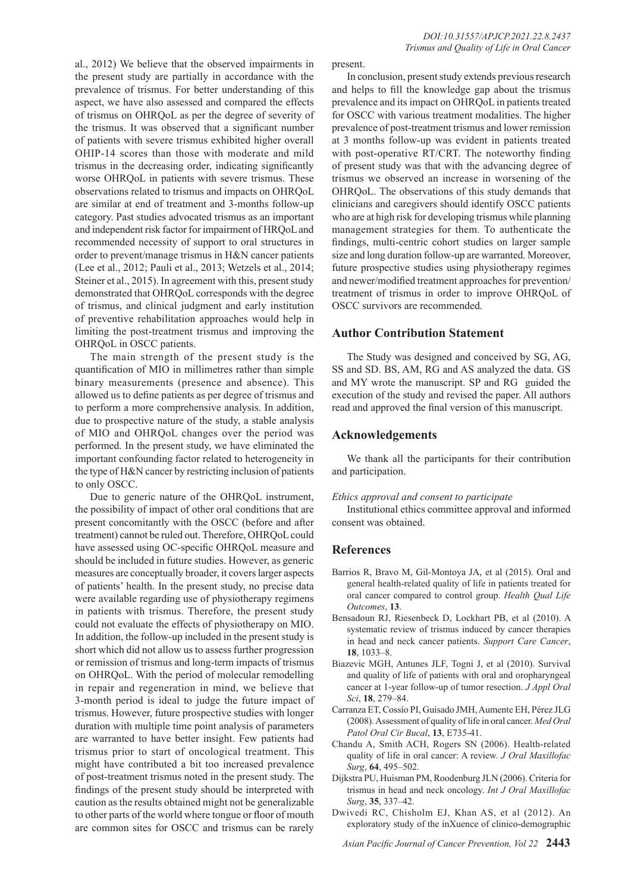al., 2012) We believe that the observed impairments in the present study are partially in accordance with the prevalence of trismus. For better understanding of this aspect, we have also assessed and compared the effects of trismus on OHRQoL as per the degree of severity of the trismus. It was observed that a significant number of patients with severe trismus exhibited higher overall OHIP-14 scores than those with moderate and mild trismus in the decreasing order, indicating significantly worse OHRQoL in patients with severe trismus. These observations related to trismus and impacts on OHRQoL are similar at end of treatment and 3-months follow-up category. Past studies advocated trismus as an important and independent risk factor for impairment of HRQoL and recommended necessity of support to oral structures in order to prevent/manage trismus in H&N cancer patients (Lee et al., 2012; Pauli et al., 2013; Wetzels et al., 2014; Steiner et al., 2015). In agreement with this, present study demonstrated that OHRQoL corresponds with the degree of trismus, and clinical judgment and early institution of preventive rehabilitation approaches would help in limiting the post-treatment trismus and improving the OHRQoL in OSCC patients.

The main strength of the present study is the quantification of MIO in millimetres rather than simple binary measurements (presence and absence). This allowed us to define patients as per degree of trismus and to perform a more comprehensive analysis. In addition, due to prospective nature of the study, a stable analysis of MIO and OHRQoL changes over the period was performed. In the present study, we have eliminated the important confounding factor related to heterogeneity in the type of H&N cancer by restricting inclusion of patients to only OSCC.

Due to generic nature of the OHRQoL instrument, the possibility of impact of other oral conditions that are present concomitantly with the OSCC (before and after treatment) cannot be ruled out. Therefore, OHRQoL could have assessed using OC-specific OHRQoL measure and should be included in future studies. However, as generic measures are conceptually broader, it covers larger aspects of patients' health. In the present study, no precise data were available regarding use of physiotherapy regimens in patients with trismus. Therefore, the present study could not evaluate the effects of physiotherapy on MIO. In addition, the follow-up included in the present study is short which did not allow us to assess further progression or remission of trismus and long-term impacts of trismus on OHRQoL. With the period of molecular remodelling in repair and regeneration in mind, we believe that 3-month period is ideal to judge the future impact of trismus. However, future prospective studies with longer duration with multiple time point analysis of parameters are warranted to have better insight. Few patients had trismus prior to start of oncological treatment. This might have contributed a bit too increased prevalence of post-treatment trismus noted in the present study. The findings of the present study should be interpreted with caution as the results obtained might not be generalizable to other parts of the world where tongue or floor of mouth are common sites for OSCC and trismus can be rarely present.

In conclusion, present study extends previous research and helps to fill the knowledge gap about the trismus prevalence and its impact on OHRQoL in patients treated for OSCC with various treatment modalities. The higher prevalence of post-treatment trismus and lower remission at 3 months follow-up was evident in patients treated with post-operative RT/CRT. The noteworthy finding of present study was that with the advancing degree of trismus we observed an increase in worsening of the OHRQoL. The observations of this study demands that clinicians and caregivers should identify OSCC patients who are at high risk for developing trismus while planning management strategies for them. To authenticate the findings, multi-centric cohort studies on larger sample size and long duration follow-up are warranted. Moreover, future prospective studies using physiotherapy regimes and newer/modified treatment approaches for prevention/ treatment of trismus in order to improve OHRQoL of OSCC survivors are recommended.

## Author Contribution Statement

The Study was designed and conceived by SG, AG, SS and SD. BS, AM, RG and AS analyzed the data. GS and MY wrote the manuscript. SP and RG guided the execution of the study and revised the paper. All authors read and approved the final version of this manuscript.

## Acknowledgements

We thank all the participants for their contribution and participation.

*Ethics approval and consent to participate*

Institutional ethics committee approval and informed consent was obtained.

## References

Barrios R, Bravo M, Gil-Montoya JA, et al (2015). Oral and general health-related quality of life in patients treated for oral cancer compared to control group. *Health Qual Life Outcomes*, **13**.

Bensadoun RJ, Riesenbeck D, Lockhart PB, et al (2010). A systematic review of trismus induced by cancer therapies in head and neck cancer patients. *Support Care Cancer*, **18**, 1033–8.

Biazevic MGH, Antunes JLF, Togni J, et al (2010). Survival and quality of life of patients with oral and oropharyngeal cancer at 1-year follow-up of tumor resection. *J Appl Oral Sci*, **18**, 279–84.

Carranza ET, Cossío PI, Guisado JMH, Aumente EH, Pérez JLG (2008). Assessment of quality of life in oral cancer. *Med Oral Patol Oral Cir Bucal*, **13**, E735-41.

Chandu A, Smith ACH, Rogers SN (2006). Health-related quality of life in oral cancer: A review. *J Oral Maxillofac Surg*, **64**, 495–502.

Dijkstra PU, Huisman PM, Roodenburg JLN (2006). Criteria for trismus in head and neck oncology. *Int J Oral Maxillofac Surg*, **35**, 337–42.

Dwivedi RC, Chisholm EJ, Khan AS, et al (2012). An exploratory study of the inXuence of clinico-demographic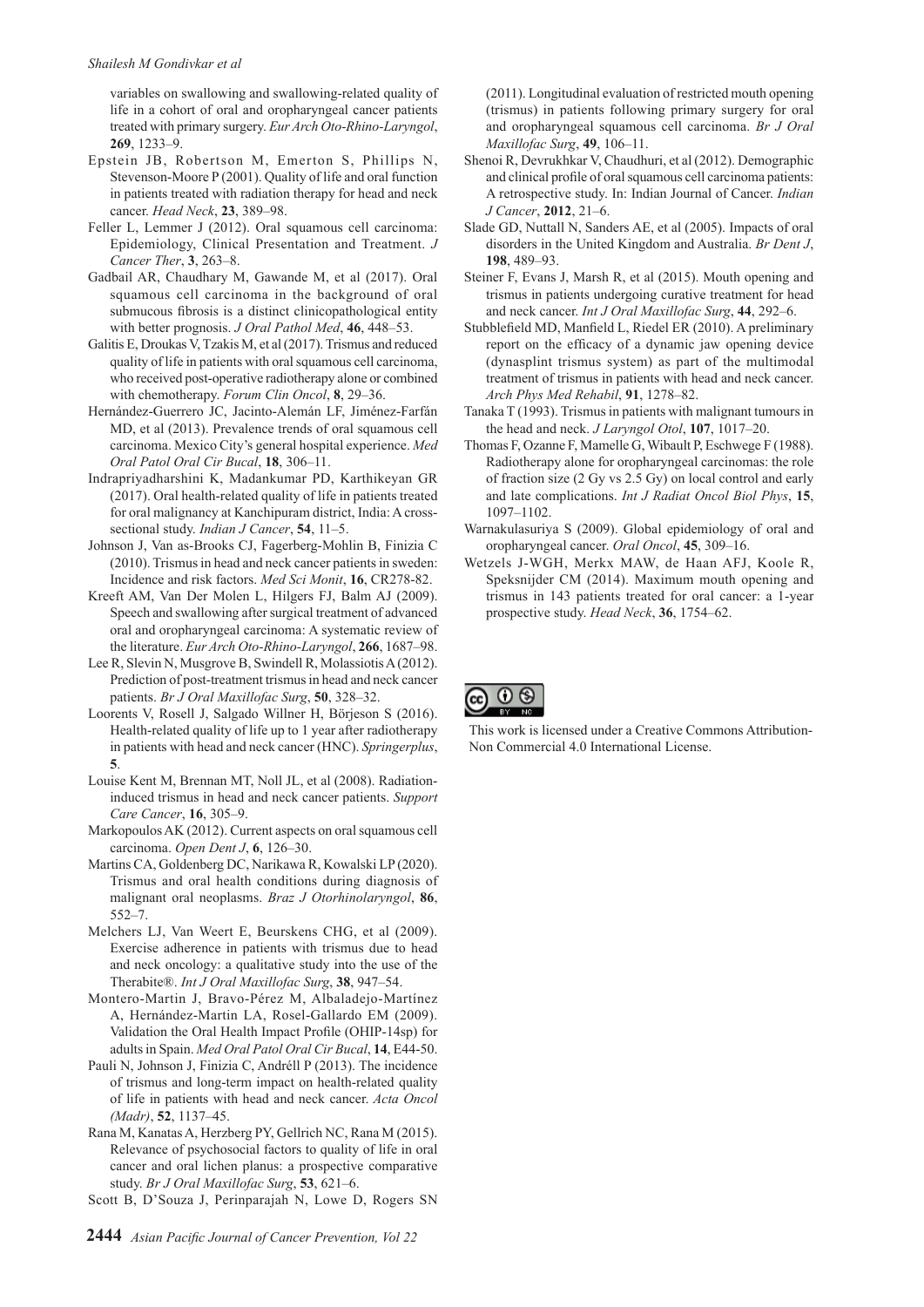variables on swallowing and swallowing-related quality of life in a cohort of oral and oropharyngeal cancer patients treated with primary surgery. *Eur Arch Oto-Rhino-Laryngol*, **269**, 1233–9.

Epstein JB, Robertson M, Emerton S, Phillips N, Stevenson-Moore P (2001). Quality of life and oral function in patients treated with radiation therapy for head and neck cancer. *Head Neck*, **23**, 389–98.

Feller L, Lemmer J (2012). Oral squamous cell carcinoma: Epidemiology, Clinical Presentation and Treatment. *J Cancer Ther*, **3**, 263–8.

Gadbail AR, Chaudhary M, Gawande M, et al (2017). Oral squamous cell carcinoma in the background of oral submucous fibrosis is a distinct clinicopathological entity with better prognosis. *J Oral Pathol Med*, **46**, 448–53.

Galitis E, Droukas V, Tzakis M, et al (2017). Trismus and reduced quality of life in patients with oral squamous cell carcinoma, who received post-operative radiotherapy alone or combined with chemotherapy. *Forum Clin Oncol*, **8**, 29–36.

Hernández-Guerrero JC, Jacinto-Alemán LF, Jiménez-Farfán MD, et al (2013). Prevalence trends of oral squamous cell carcinoma. Mexico City's general hospital experience. *Med Oral Patol Oral Cir Bucal*, **18**, 306–11.

Indrapriyadharshini K, Madankumar PD, Karthikeyan GR (2017). Oral health-related quality of life in patients treated for oral malignancy at Kanchipuram district, India: A cross-sectional study. *Indian J Cancer*, **54**, 11–5.

Johnson J, Van as-Brooks CJ, Fagerberg-Mohlin B, Finizia C (2010). Trismus in head and neck cancer patients in sweden: Incidence and risk factors. *Med Sci Monit*, **16**, CR278-82.

Kreeft AM, Van Der Molen L, Hilgers FJ, Balm AJ (2009). Speech and swallowing after surgical treatment of advanced oral and oropharyngeal carcinoma: A systematic review of the literature. *Eur Arch Oto-Rhino-Laryngol*, **266**, 1687–98.

Lee R, Slevin N, Musgrove B, Swindell R, Molassiotis A (2012). Prediction of post-treatment trismus in head and neck cancer patients. *Br J Oral Maxillofac Surg*, **50**, 328–32.

Loorents V, Rosell J, Salgado Willner H, Börjeson S (2016). Health-related quality of life up to 1 year after radiotherapy in patients with head and neck cancer (HNC). *Springerplus*, **5**.

Louise Kent M, Brennan MT, Noll JL, et al (2008). Radiation-induced trismus in head and neck cancer patients. *Support Care Cancer*, **16**, 305–9.

Markopoulos AK (2012). Current aspects on oral squamous cell carcinoma. *Open Dent J*, **6**, 126–30.

Martins CA, Goldenberg DC, Narikawa R, Kowalski LP (2020). Trismus and oral health conditions during diagnosis of malignant oral neoplasms. *Braz J Otorhinolaryngol*, **86**, 552–7.

Melchers LJ, Van Weert E, Beurskens CHG, et al (2009). Exercise adherence in patients with trismus due to head and neck oncology: a qualitative study into the use of the Therabite®. *Int J Oral Maxillofac Surg*, **38**, 947–54.

Montero-Martin J, Bravo-Pérez M, Albaladejo-Martínez A, Hernández-Martin LA, Rosel-Gallardo EM (2009). Validation the Oral Health Impact Profile (OHIP-14sp) for adults in Spain. *Med Oral Patol Oral Cir Bucal*, **14**, E44-50.

Pauli N, Johnson J, Finizia C, Andréll P (2013). The incidence of trismus and long-term impact on health-related quality of life in patients with head and neck cancer. *Acta Oncol (Madr)*, **52**, 1137–45.

Rana M, Kanatas A, Herzberg PY, Gellrich NC, Rana M (2015). Relevance of psychosocial factors to quality of life in oral cancer and oral lichen planus: a prospective comparative study. *Br J Oral Maxillofac Surg*, **53**, 621–6.

Scott B, D'Souza J, Perinparajah N, Lowe D, Rogers SN (2011). Longitudinal evaluation of restricted mouth opening (trismus) in patients following primary surgery for oral and oropharyngeal squamous cell carcinoma. *Br J Oral Maxillofac Surg*, **49**, 106–11.

Shenoi R, Devrukhkar V, Chaudhuri, et al (2012). Demographic and clinical profile of oral squamous cell carcinoma patients: A retrospective study. In: Indian Journal of Cancer. *Indian J Cancer*, **2012**, 21–6.

Slade GD, Nuttall N, Sanders AE, et al (2005). Impacts of oral disorders in the United Kingdom and Australia. *Br Dent J*, **198**, 489–93.

Steiner F, Evans J, Marsh R, et al (2015). Mouth opening and trismus in patients undergoing curative treatment for head and neck cancer. *Int J Oral Maxillofac Surg*, **44**, 292–6.

Stubblefield MD, Manfield L, Riedel ER (2010). A preliminary report on the efficacy of a dynamic jaw opening device (dynasplint trismus system) as part of the multimodal treatment of trismus in patients with head and neck cancer. *Arch Phys Med Rehabil*, **91**, 1278–82.

Tanaka T (1993). Trismus in patients with malignant tumours in the head and neck. *J Laryngol Otol*, **107**, 1017–20.

Thomas F, Ozanne F, Mamelle G, Wibault P, Eschwege F (1988). Radiotherapy alone for oropharyngeal carcinomas: the role of fraction size (2 Gy vs 2.5 Gy) on local control and early and late complications. *Int J Radiat Oncol Biol Phys*, **15**, 1097–1102.

Warnakulasuriya S (2009). Global epidemiology of oral and oropharyngeal cancer. *Oral Oncol*, **45**, 309–16.

Wetzels J-WGH, Merkx MAW, de Haan AFJ, Koole R, Speksnijder CM (2014). Maximum mouth opening and trismus in 143 patients treated for oral cancer: a 1-year prospective study. *Head Neck*, **36**, 1754–62.

This work is licensed under a Creative Commons Attribution-Non Commercial 4.0 International License.